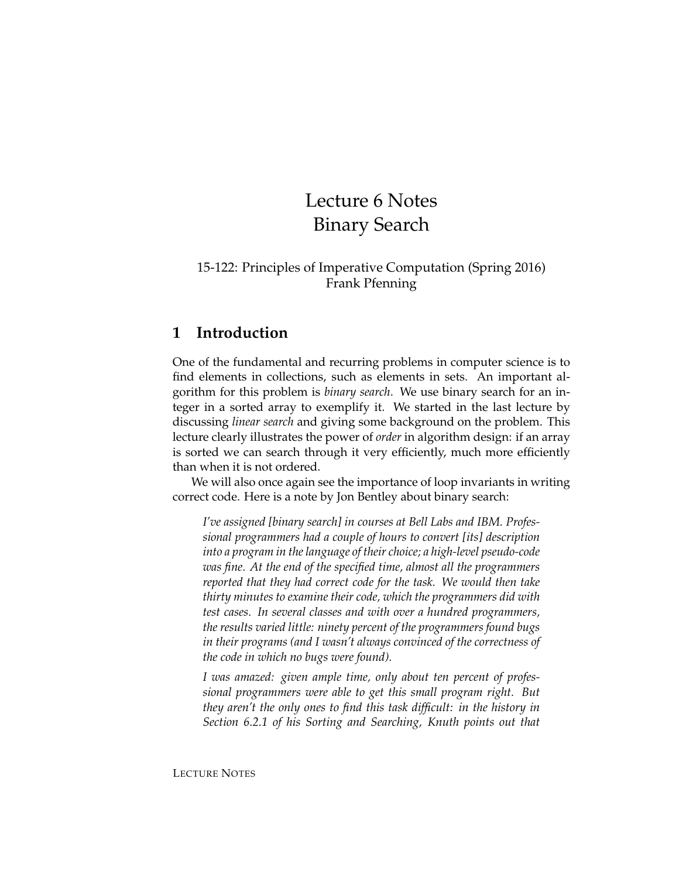# Lecture 6 Notes
# Binary Search

15-122: Principles of Imperative Computation (Spring 2016)
Frank Pfenning

## 1 Introduction

One of the fundamental and recurring problems in computer science is to find elements in collections, such as elements in sets. An important algorithm for this problem is *binary search*. We use binary search for an integer in a sorted array to exemplify it. We started in the last lecture by discussing *linear search* and giving some background on the problem. This lecture clearly illustrates the power of *order* in algorithm design: if an array is sorted we can search through it very efficiently, much more efficiently than when it is not ordered.

We will also once again see the importance of loop invariants in writing correct code. Here is a note by Jon Bentley about binary search:

> *I've assigned [binary search] in courses at Bell Labs and IBM. Professional programmers had a couple of hours to convert [its] description into a program in the language of their choice; a high-level pseudo-code was fine. At the end of the specified time, almost all the programmers reported that they had correct code for the task. We would then take thirty minutes to examine their code, which the programmers did with test cases. In several classes and with over a hundred programmers, the results varied little: ninety percent of the programmers found bugs in their programs (and I wasn't always convinced of the correctness of the code in which no bugs were found).*
>
> *I was amazed: given ample time, only about ten percent of professional programmers were able to get this small program right. But they aren't the only ones to find this task difficult: in the history in Section 6.2.1 of his Sorting and Searching, Knuth points out that*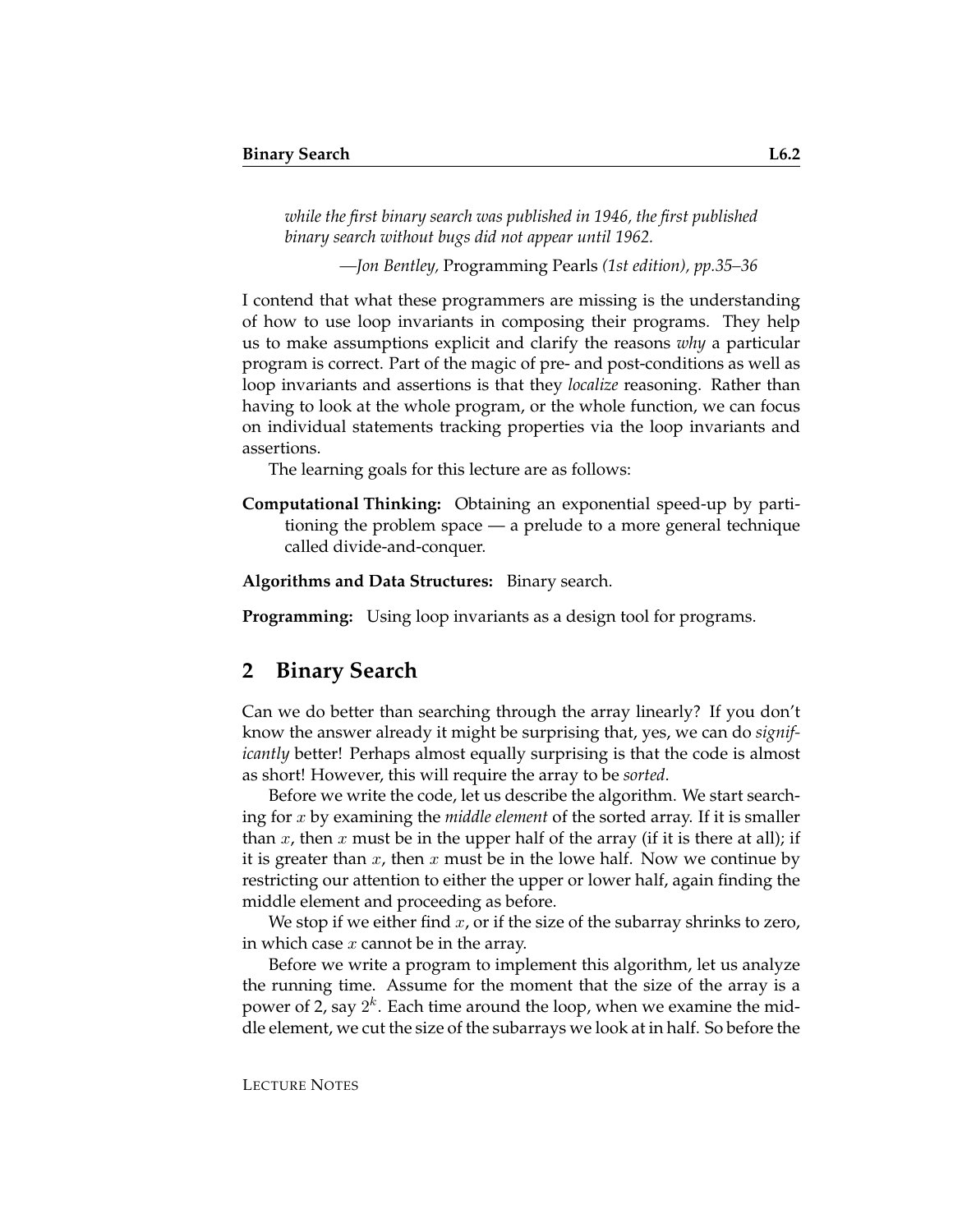*while the first binary search was published in 1946, the first published binary search without bugs did not appear until 1962.*

*—Jon Bentley,* Programming Pearls *(1st edition), pp.35–36*

I contend that what these programmers are missing is the understanding of how to use loop invariants in composing their programs. They help us to make assumptions explicit and clarify the reasons *why* a particular program is correct. Part of the magic of pre- and post-conditions as well as loop invariants and assertions is that they *localize* reasoning. Rather than having to look at the whole program, or the whole function, we can focus on individual statements tracking properties via the loop invariants and assertions.

The learning goals for this lecture are as follows:

**Computational Thinking:** Obtaining an exponential speed-up by partitioning the problem space — a prelude to a more general technique called divide-and-conquer.

**Algorithms and Data Structures:** Binary search.

**Programming:** Using loop invariants as a design tool for programs.

## 2 Binary Search

Can we do better than searching through the array linearly? If you don't know the answer already it might be surprising that, yes, we can do *significantly* better! Perhaps almost equally surprising is that the code is almost as short! However, this will require the array to be *sorted*.

Before we write the code, let us describe the algorithm. We start searching for $x$ by examining the *middle element* of the sorted array. If it is smaller than $x$, then $x$ must be in the upper half of the array (if it is there at all); if it is greater than $x$, then $x$ must be in the lowe half. Now we continue by restricting our attention to either the upper or lower half, again finding the middle element and proceeding as before.

We stop if we either find $x$, or if the size of the subarray shrinks to zero, in which case $x$ cannot be in the array.

Before we write a program to implement this algorithm, let us analyze the running time. Assume for the moment that the size of the array is a power of 2, say $2^k$. Each time around the loop, when we examine the middle element, we cut the size of the subarrays we look at in half. So before the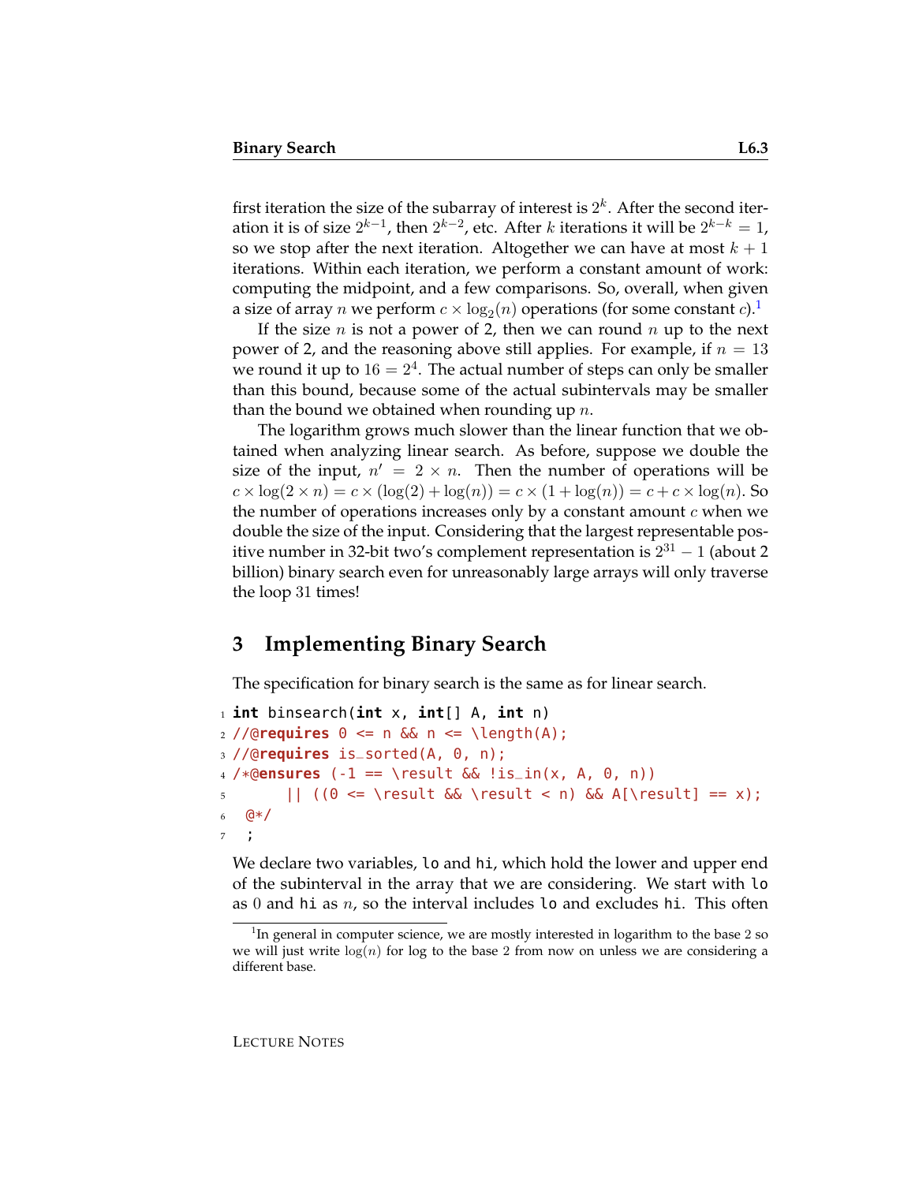first iteration the size of the subarray of interest is $2^k$. After the second iteration it is of size $2^{k-1}$, then $2^{k-2}$, etc. After $k$ iterations it will be $2^{k-k} = 1$, so we stop after the next iteration. Altogether we can have at most $k+1$ iterations. Within each iteration, we perform a constant amount of work: computing the midpoint, and a few comparisons. So, overall, when given a size of array $n$ we perform $c \times \log_2(n)$ operations (for some constant $c$).[1]

If the size $n$ is not a power of 2, then we can round $n$ up to the next power of 2, and the reasoning above still applies. For example, if $n = 13$ we round it up to $16 = 2^4$. The actual number of steps can only be smaller than this bound, because some of the actual subintervals may be smaller than the bound we obtained when rounding up $n$.

The logarithm grows much slower than the linear function that we obtained when analyzing linear search. As before, suppose we double the size of the input, $n' = 2 \times n$. Then the number of operations will be $c \times \log(2 \times n) = c \times (\log(2) + \log(n)) = c \times (1 + \log(n)) = c + c \times \log(n)$. So the number of operations increases only by a constant amount $c$ when we double the size of the input. Considering that the largest representable positive number in 32-bit two's complement representation is $2^{31} - 1$ (about 2 billion) binary search even for unreasonably large arrays will only traverse the loop 31 times!

## 3 Implementing Binary Search

The specification for binary search is the same as for linear search.

```
int binsearch(int x, int[] A, int n)
//@requires 0 <= n && n <= \length(A);
//@requires is_sorted(A, 0, n);
/*@ensures (-1 == \result && !is_in(x, A, 0, n))
      || ((0 <= \result && \result < n) && A[\result] == x);
 @*/
 ;
```

We declare two variables, `lo` and `hi`, which hold the lower and upper end of the subinterval in the array that we are considering. We start with `lo` as $0$ and `hi` as $n$, so the interval includes `lo` and excludes `hi`. This often

[1] In general in computer science, we are mostly interested in logarithm to the base 2 so we will just write $\log(n)$ for log to the base 2 from now on unless we are considering a different base.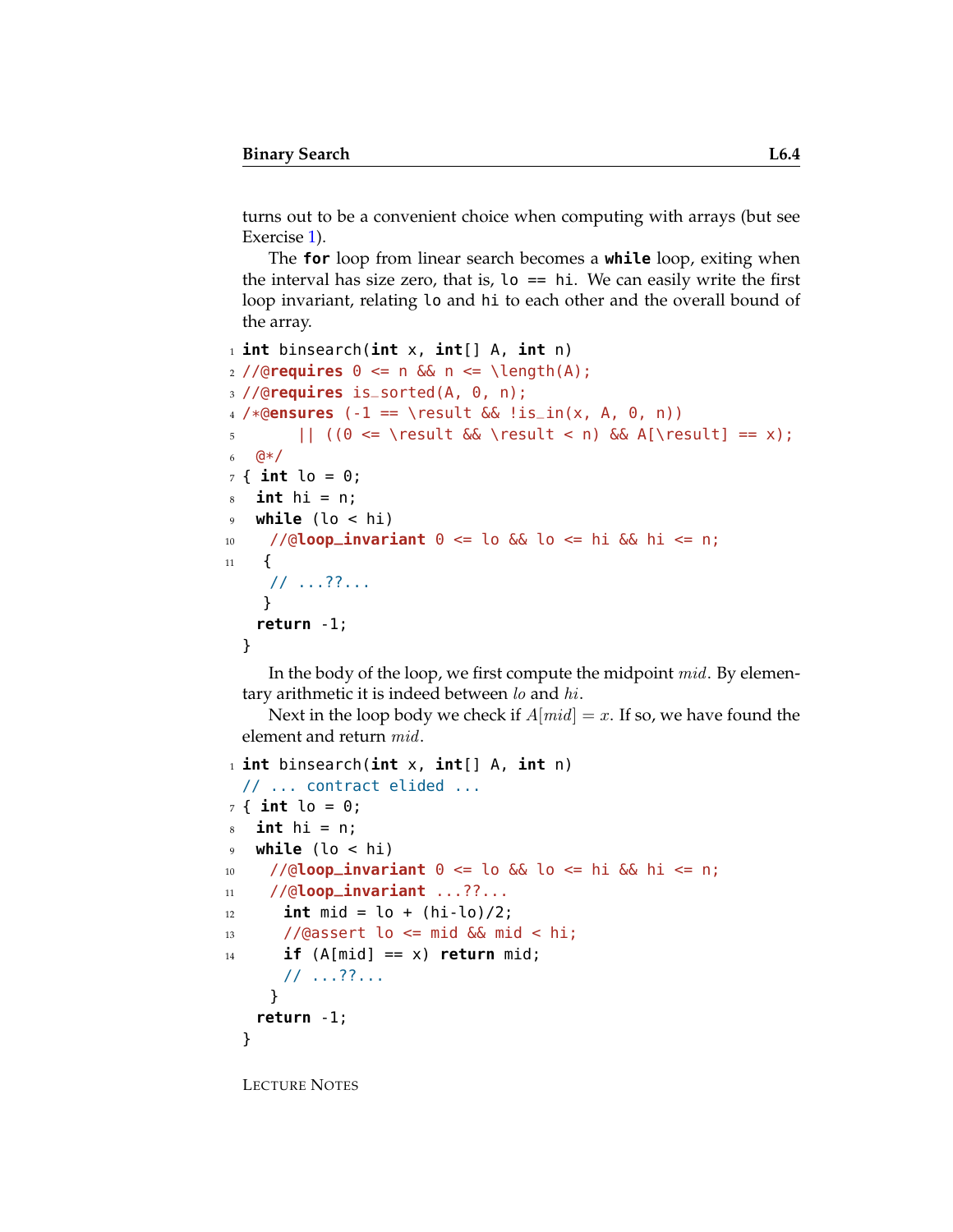turns out to be a convenient choice when computing with arrays (but see Exercise 1).

The **for** loop from linear search becomes a **while** loop, exiting when the interval has size zero, that is, `lo == hi`. We can easily write the first loop invariant, relating `lo` and `hi` to each other and the overall bound of the array.

```
1  int binsearch(int x, int[] A, int n)
2  //@requires 0 <= n && n <= \length(A);
3  //@requires is_sorted(A, 0, n);
4  /*@ensures (-1 == \result && !is_in(x, A, 0, n))
5        || ((0 <= \result && \result < n) && A[\result] == x);
6   @*/
7  { int lo = 0;
8    int hi = n;
9    while (lo < hi)
10     //@loop_invariant 0 <= lo && lo <= hi && hi <= n;
11    {
       // ...??...
      }
    return -1;
   }
```

In the body of the loop, we first compute the midpoint $mid$. By elementary arithmetic it is indeed between $lo$ and $hi$.

Next in the loop body we check if $A[mid] = x$. If so, we have found the element and return $mid$.

```
1  int binsearch(int x, int[] A, int n)
   // ... contract elided ...
7  { int lo = 0;
8    int hi = n;
9    while (lo < hi)
10     //@loop_invariant 0 <= lo && lo <= hi && hi <= n;
11     //@loop_invariant ...??...
12       int mid = lo + (hi-lo)/2;
13       //@assert lo <= mid && mid < hi;
14       if (A[mid] == x) return mid;
         // ...??...
     }
   return -1;
  }
```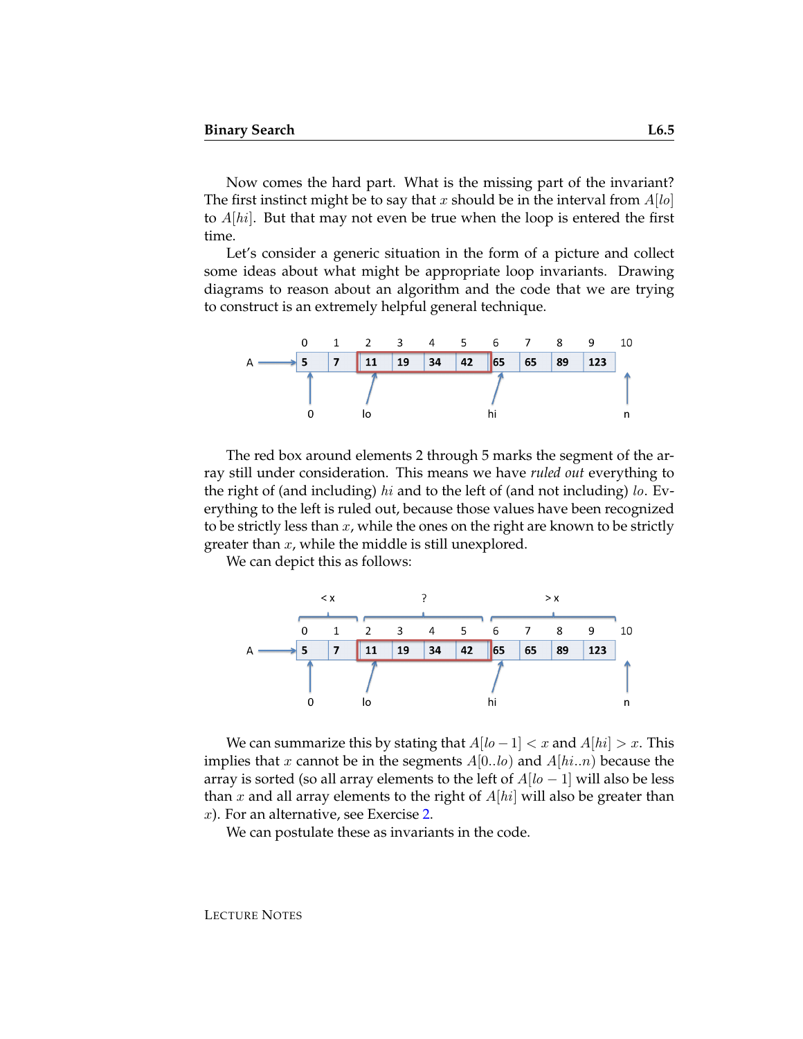Now comes the hard part. What is the missing part of the invariant? The first instinct might be to say that $x$ should be in the interval from $A[lo]$ to $A[hi]$. But that may not even be true when the loop is entered the first time.

Let's consider a generic situation in the form of a picture and collect some ideas about what might be appropriate loop invariants. Drawing diagrams to reason about an algorithm and the code that we are trying to construct is an extremely helpful general technique.

The red box around elements 2 through 5 marks the segment of the array still under consideration. This means we have *ruled out* everything to the right of (and including) $hi$ and to the left of (and not including) $lo$. Everything to the left is ruled out, because those values have been recognized to be strictly less than $x$, while the ones on the right are known to be strictly greater than $x$, while the middle is still unexplored.

We can depict this as follows:

We can summarize this by stating that $A[lo - 1] < x$ and $A[hi] > x$. This implies that $x$ cannot be in the segments $A[0..lo)$ and $A[hi..n)$ because the array is sorted (so all array elements to the left of $A[lo - 1]$ will also be less than $x$ and all array elements to the right of $A[hi]$ will also be greater than $x$). For an alternative, see Exercise 2.

We can postulate these as invariants in the code.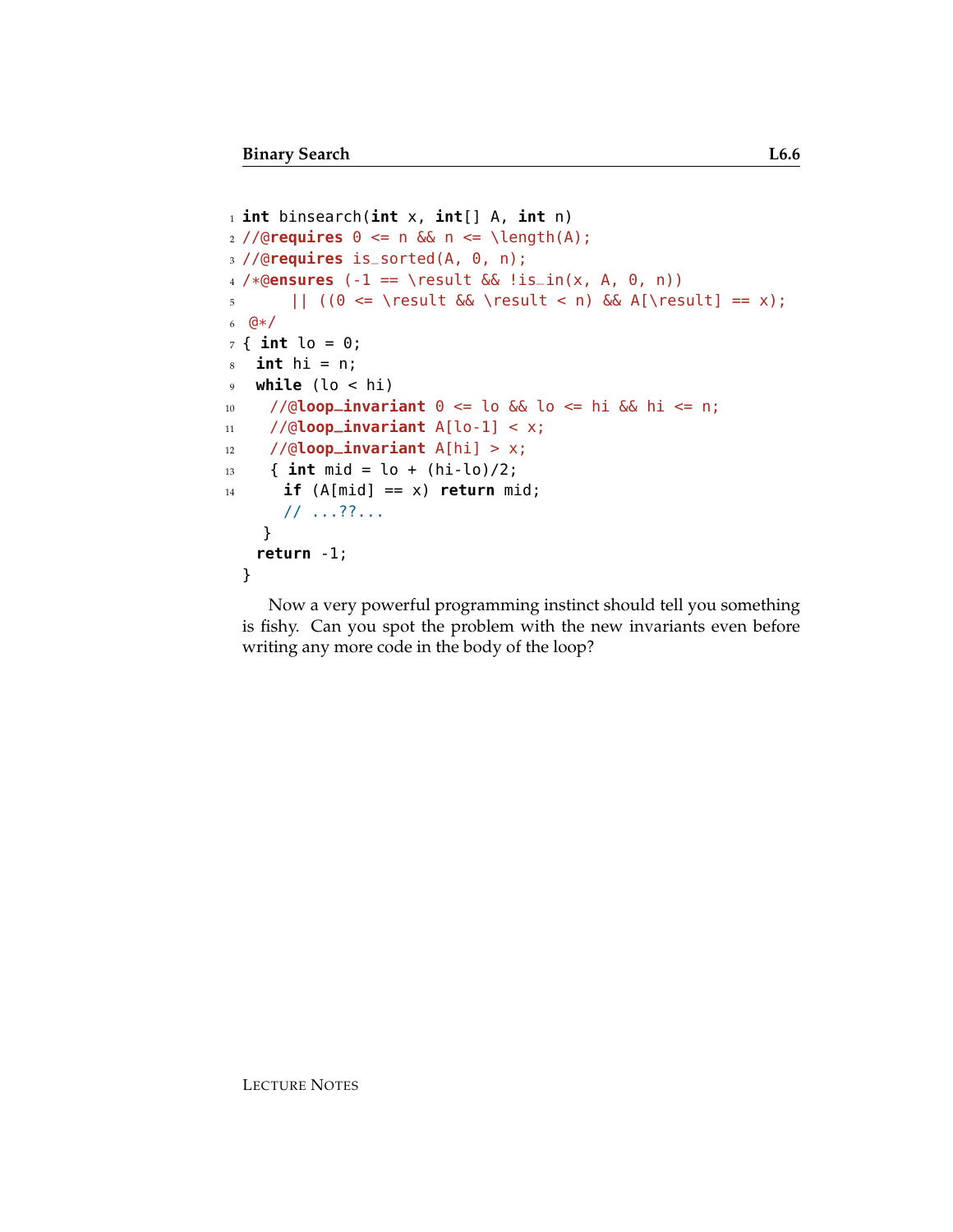```
1  int binsearch(int x, int[] A, int n)
2  //@requires 0 <= n && n <= \length(A);
3  //@requires is_sorted(A, 0, n);
4  /*@ensures (-1 == \result && !is_in(x, A, 0, n))
5      || ((0 <= \result && \result < n) && A[\result] == x);
6   @*/
7  { int lo = 0;
8    int hi = n;
9    while (lo < hi)
10     //@loop_invariant 0 <= lo && lo <= hi && hi <= n;
11     //@loop_invariant A[lo-1] < x;
12     //@loop_invariant A[hi] > x;
13     { int mid = lo + (hi-lo)/2;
14       if (A[mid] == x) return mid;
         // ...??...
     }
   return -1;
 }
```

Now a very powerful programming instinct should tell you something is fishy. Can you spot the problem with the new invariants even before writing any more code in the body of the loop?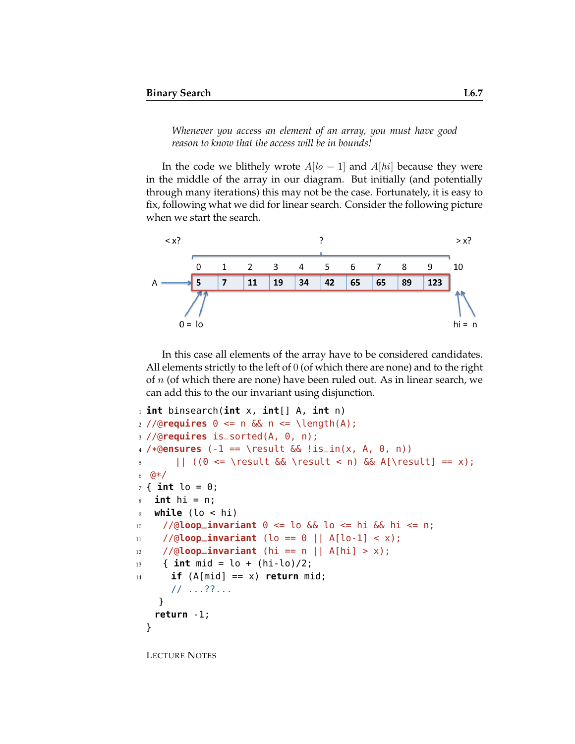*Whenever you access an element of an array, you must have good reason to know that the access will be in bounds!*

In the code we blithely wrote $A[lo - 1]$ and $A[hi]$ because they were in the middle of the array in our diagram. But initially (and potentially through many iterations) this may not be the case. Fortunately, it is easy to fix, following what we did for linear search. Consider the following picture when we start the search.

In this case all elements of the array have to be considered candidates. All elements strictly to the left of 0 (of which there are none) and to the right of $n$ (of which there are none) have been ruled out. As in linear search, we can add this to the our invariant using disjunction.

```
1  int binsearch(int x, int[] A, int n)
2  //@requires 0 <= n && n <= \length(A);
3  //@requires is_sorted(A, 0, n);
4  /*@ensures (-1 == \result && !is_in(x, A, 0, n))
5        || ((0 <= \result && \result < n) && A[\result] == x);
6   @*/
7  { int lo = 0;
8    int hi = n;
9    while (lo < hi)
10     //@loop_invariant 0 <= lo && lo <= hi && hi <= n;
11     //@loop_invariant (lo == 0 || A[lo-1] < x);
12     //@loop_invariant (hi == n || A[hi] > x);
13     { int mid = lo + (hi-lo)/2;
14       if (A[mid] == x) return mid;
       // ...??...
     }
   return -1;
 }
```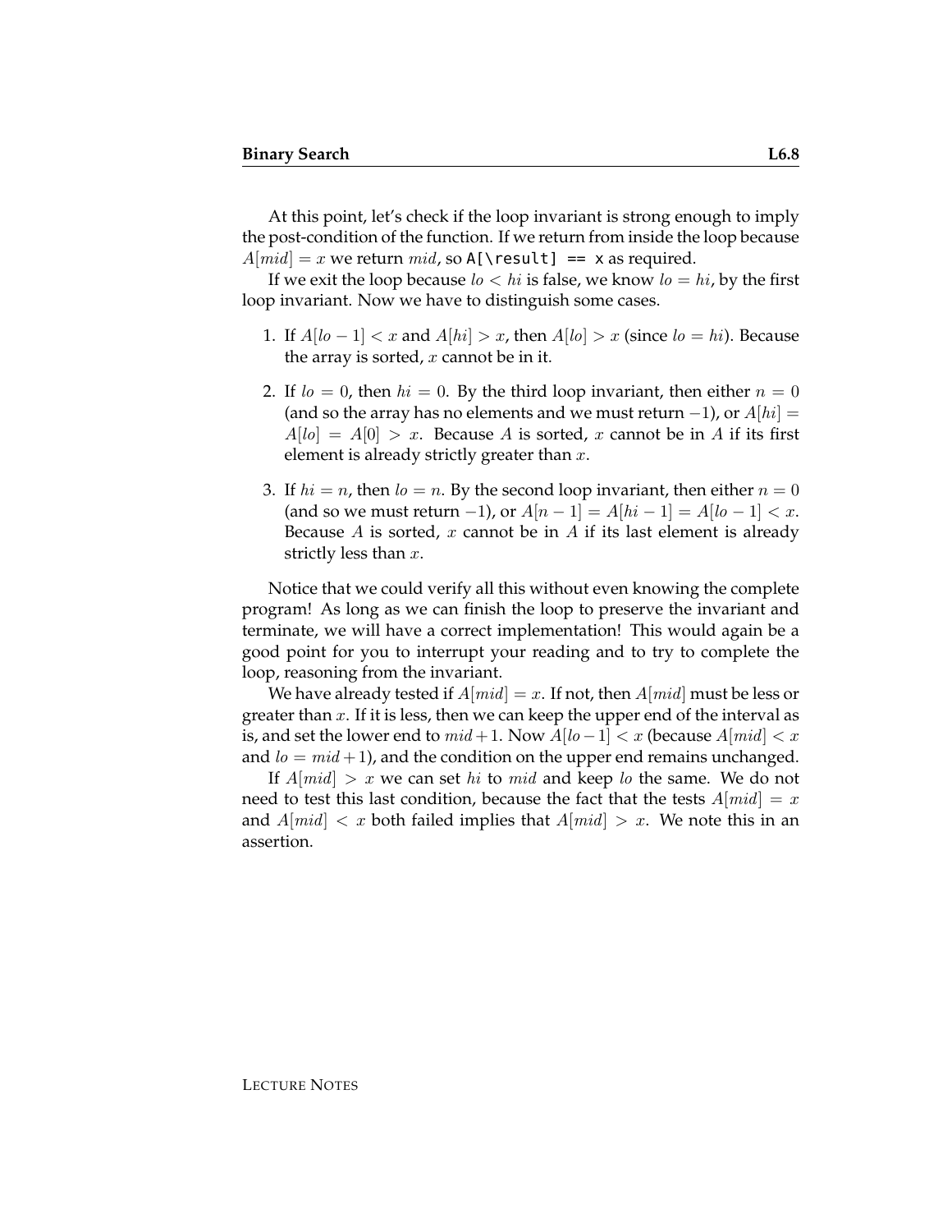At this point, let's check if the loop invariant is strong enough to imply the post-condition of the function. If we return from inside the loop because $A[mid] = x$ we return $mid$, so `A[\result] == x` as required.

If we exit the loop because $lo < hi$ is false, we know $lo = hi$, by the first loop invariant. Now we have to distinguish some cases.

1. If $A[lo - 1] < x$ and $A[hi] > x$, then $A[lo] > x$ (since $lo = hi$). Because the array is sorted, $x$ cannot be in it.

2. If $lo = 0$, then $hi = 0$. By the third loop invariant, then either $n = 0$ (and so the array has no elements and we must return $-1$), or $A[hi] = A[lo] = A[0] > x$. Because $A$ is sorted, $x$ cannot be in $A$ if its first element is already strictly greater than $x$.

3. If $hi = n$, then $lo = n$. By the second loop invariant, then either $n = 0$ (and so we must return $-1$), or $A[n - 1] = A[hi - 1] = A[lo - 1] < x$. Because $A$ is sorted, $x$ cannot be in $A$ if its last element is already strictly less than $x$.

Notice that we could verify all this without even knowing the complete program! As long as we can finish the loop to preserve the invariant and terminate, we will have a correct implementation! This would again be a good point for you to interrupt your reading and to try to complete the loop, reasoning from the invariant.

We have already tested if $A[mid] = x$. If not, then $A[mid]$ must be less or greater than $x$. If it is less, then we can keep the upper end of the interval as is, and set the lower end to $mid + 1$. Now $A[lo - 1] < x$ (because $A[mid] < x$ and $lo = mid + 1$), and the condition on the upper end remains unchanged.

If $A[mid] > x$ we can set $hi$ to $mid$ and keep $lo$ the same. We do not need to test this last condition, because the fact that the tests $A[mid] = x$ and $A[mid] < x$ both failed implies that $A[mid] > x$. We note this in an assertion.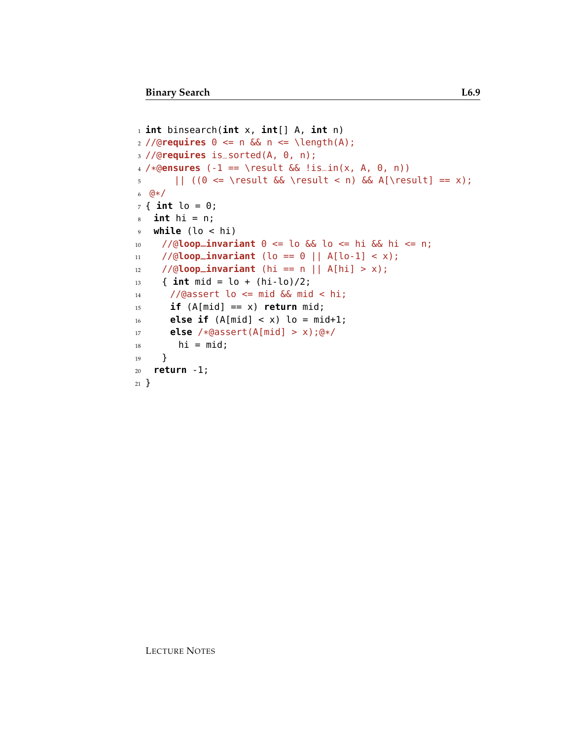```
1  int binsearch(int x, int[] A, int n)
2  //@requires 0 <= n && n <= \length(A);
3  //@requires is_sorted(A, 0, n);
4  /*@ensures (-1 == \result && !is_in(x, A, 0, n))
5       || ((0 <= \result && \result < n) && A[\result] == x);
6   @*/
7  { int lo = 0;
8    int hi = n;
9    while (lo < hi)
10     //@loop_invariant 0 <= lo && lo <= hi && hi <= n;
11     //@loop_invariant (lo == 0 || A[lo-1] < x);
12     //@loop_invariant (hi == n || A[hi] > x);
13     { int mid = lo + (hi-lo)/2;
14       //@assert lo <= mid && mid < hi;
15       if (A[mid] == x) return mid;
16       else if (A[mid] < x) lo = mid+1;
17       else /*@assert(A[mid] > x);@*/
18         hi = mid;
19     }
20   return -1;
21 }
```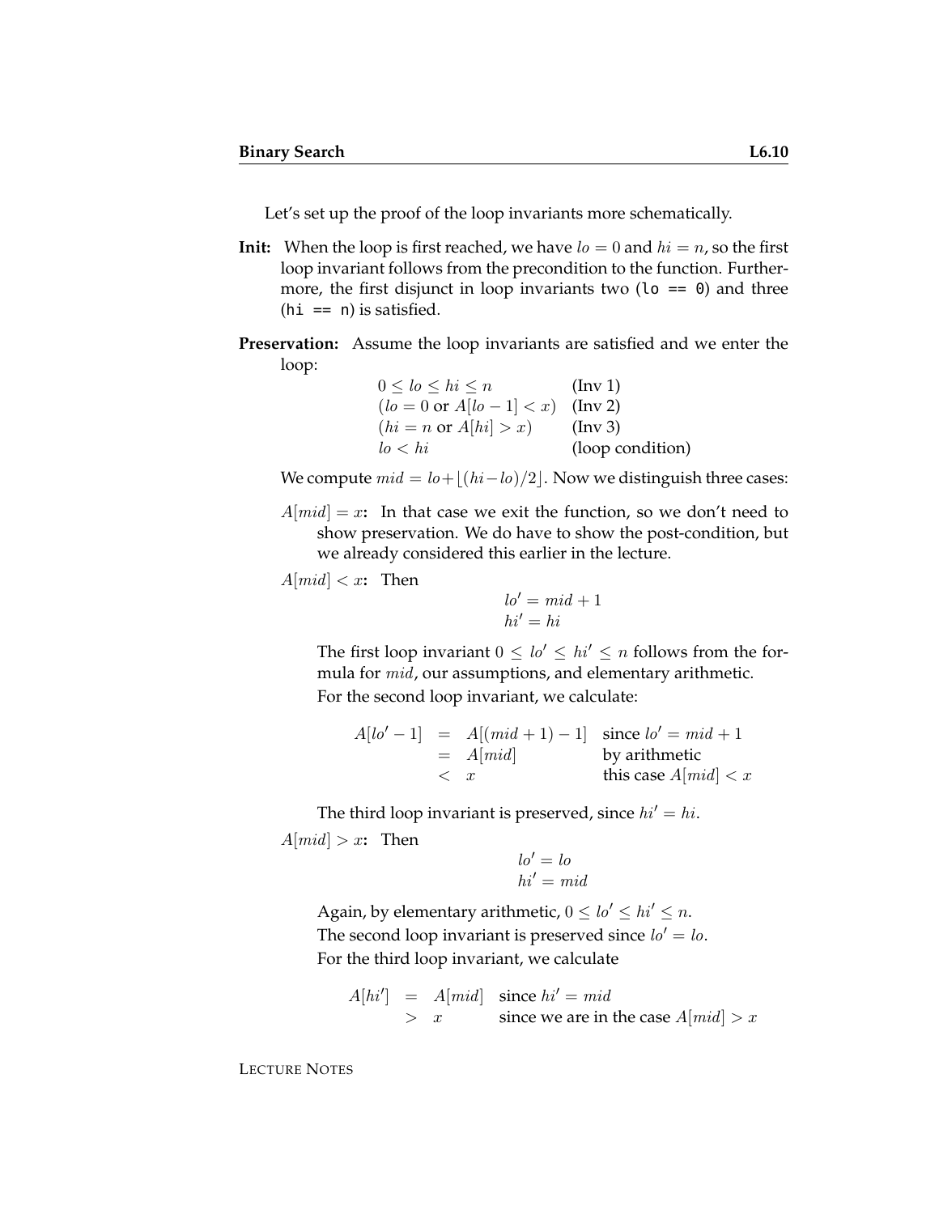Let's set up the proof of the loop invariants more schematically.

**Init:** When the loop is first reached, we have $lo = 0$ and $hi = n$, so the first loop invariant follows from the precondition to the function. Furthermore, the first disjunct in loop invariants two (`lo == 0`) and three (`hi == n`) is satisfied.

**Preservation:** Assume the loop invariants are satisfied and we enter the loop:

$$
\begin{array}{ll}
0 \leq lo \leq hi \leq n & \text{(Inv 1)} \\
(lo = 0 \text{ or } A[lo-1] < x) & \text{(Inv 2)} \\
(hi = n \text{ or } A[hi] > x) & \text{(Inv 3)} \\
lo < hi & \text{(loop condition)}
\end{array}
$$

We compute $mid = lo + \lfloor (hi - lo)/2 \rfloor$. Now we distinguish three cases:

$A[mid] = x$**:** In that case we exit the function, so we don't need to show preservation. We do have to show the post-condition, but we already considered this earlier in the lecture.

$A[mid] < x$**:** Then

$$
\begin{aligned}
lo' &= mid + 1 \\
hi' &= hi
\end{aligned}
$$

The first loop invariant $0 \leq lo' \leq hi' \leq n$ follows from the formula for $mid$, our assumptions, and elementary arithmetic.

For the second loop invariant, we calculate:

$$
\begin{array}{rcll}
A[lo'-1] & = & A[(mid+1)-1] & \text{since } lo' = mid + 1 \\
 & = & A[mid] & \text{by arithmetic} \\
 & < & x & \text{this case } A[mid] < x
\end{array}
$$

The third loop invariant is preserved, since $hi' = hi$.

$A[mid] > x$**:** Then

$$
\begin{aligned}
lo' &= lo \\
hi' &= mid
\end{aligned}
$$

Again, by elementary arithmetic, $0 \leq lo' \leq hi' \leq n$.

The second loop invariant is preserved since $lo' = lo$.

For the third loop invariant, we calculate

$$
\begin{array}{rcll}
A[hi'] & = & A[mid] & \text{since } hi' = mid \\
 & > & x & \text{since we are in the case } A[mid] > x
\end{array}
$$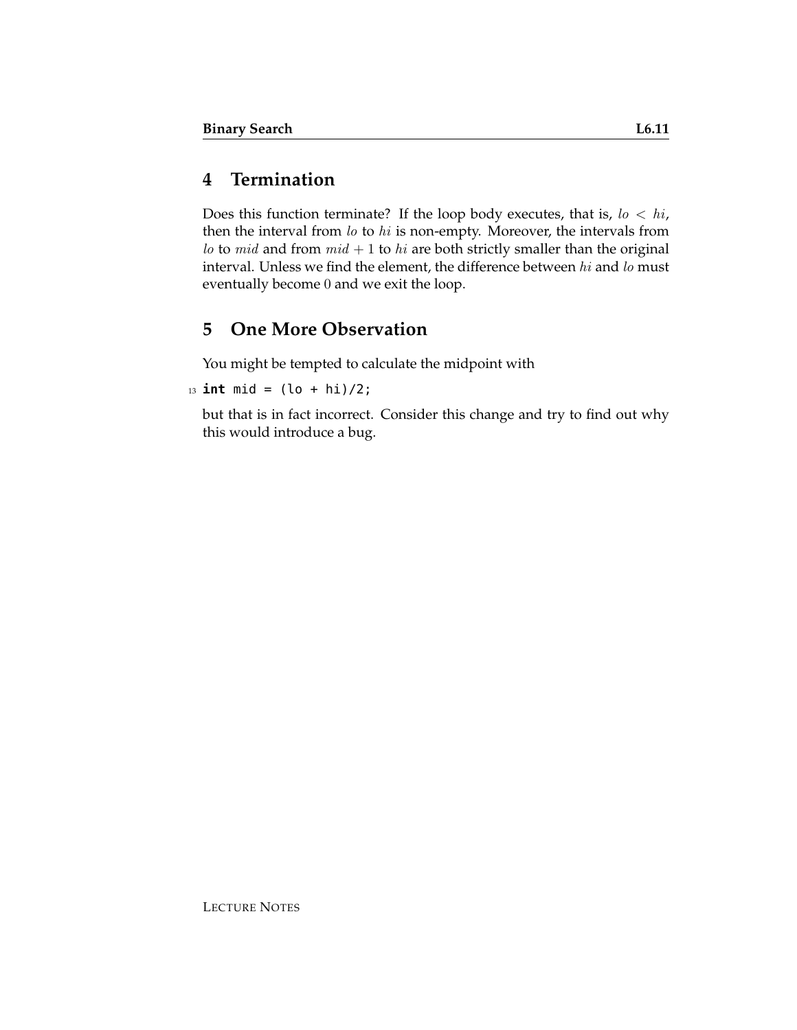## 4 Termination

Does this function terminate? If the loop body executes, that is, $lo < hi$, then the interval from $lo$ to $hi$ is non-empty. Moreover, the intervals from $lo$ to $mid$ and from $mid + 1$ to $hi$ are both strictly smaller than the original interval. Unless we find the element, the difference between $hi$ and $lo$ must eventually become $0$ and we exit the loop.

## 5 One More Observation

You might be tempted to calculate the midpoint with

```
13 int mid = (lo + hi)/2;
```

but that is in fact incorrect. Consider this change and try to find out why this would introduce a bug.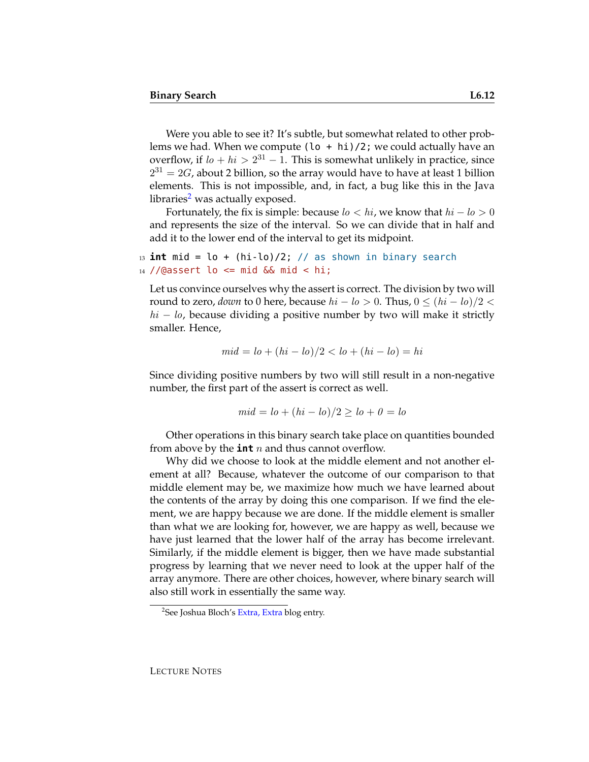Were you able to see it? It's subtle, but somewhat related to other problems we had. When we compute `(lo + hi)/2;` we could actually have an overflow, if $lo + hi > 2^{31} - 1$. This is somewhat unlikely in practice, since $2^{31} = 2G$, about 2 billion, so the array would have to have at least 1 billion elements. This is not impossible, and, in fact, a bug like this in the Java libraries[2] was actually exposed.

Fortunately, the fix is simple: because $lo < hi$, we know that $hi - lo > 0$ and represents the size of the interval. So we can divide that in half and add it to the lower end of the interval to get its midpoint.

```
13 int mid = lo + (hi-lo)/2; // as shown in binary search
14 //@assert lo <= mid && mid < hi;
```

Let us convince ourselves why the assert is correct. The division by two will round to zero, *down* to 0 here, because $hi - lo > 0$. Thus, $0 \leq (hi - lo)/2 < hi - lo$, because dividing a positive number by two will make it strictly smaller. Hence,

$$mid = lo + (hi - lo)/2 < lo + (hi - lo) = hi$$

Since dividing positive numbers by two will still result in a non-negative number, the first part of the assert is correct as well.

$$mid = lo + (hi - lo)/2 \geq lo + 0 = lo$$

Other operations in this binary search take place on quantities bounded from above by the **int** $n$ and thus cannot overflow.

Why did we choose to look at the middle element and not another element at all? Because, whatever the outcome of our comparison to that middle element may be, we maximize how much we have learned about the contents of the array by doing this one comparison. If we find the element, we are happy because we are done. If the middle element is smaller than what we are looking for, however, we are happy as well, because we have just learned that the lower half of the array has become irrelevant. Similarly, if the middle element is bigger, then we have made substantial progress by learning that we never need to look at the upper half of the array anymore. There are other choices, however, where binary search will also still work in essentially the same way.

[2] See Joshua Bloch's Extra, Extra blog entry.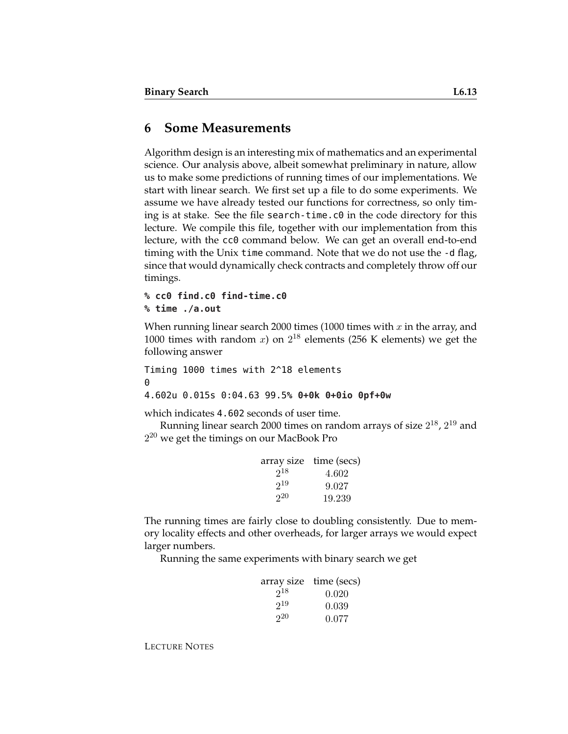## 6 Some Measurements

Algorithm design is an interesting mix of mathematics and an experimental science. Our analysis above, albeit somewhat preliminary in nature, allow us to make some predictions of running times of our implementations. We start with linear search. We first set up a file to do some experiments. We assume we have already tested our functions for correctness, so only timing is at stake. See the file `search-time.c0` in the code directory for this lecture. We compile this file, together with our implementation from this lecture, with the `cc0` command below. We can get an overall end-to-end timing with the Unix `time` command. Note that we do not use the `-d` flag, since that would dynamically check contracts and completely throw off our timings.

```
% cc0 find.c0 find-time.c0
% time ./a.out
```

When running linear search 2000 times (1000 times with $x$ in the array, and 1000 times with random $x$) on $2^{18}$ elements (256 K elements) we get the following answer

```
Timing 1000 times with 2^18 elements
0
4.602u 0.015s 0:04.63 99.5% 0+0k 0+0io 0pf+0w
```

which indicates `4.602` seconds of user time.

Running linear search 2000 times on random arrays of size $2^{18}$, $2^{19}$ and $2^{20}$ we get the timings on our MacBook Pro

| array size | time (secs) |
|---|---|
| $2^{18}$ | 4.602 |
| $2^{19}$ | 9.027 |
| $2^{20}$ | 19.239 |

The running times are fairly close to doubling consistently. Due to memory locality effects and other overheads, for larger arrays we would expect larger numbers.

Running the same experiments with binary search we get

| array size | time (secs) |
|---|---|
| $2^{18}$ | 0.020 |
| $2^{19}$ | 0.039 |
| $2^{20}$ | 0.077 |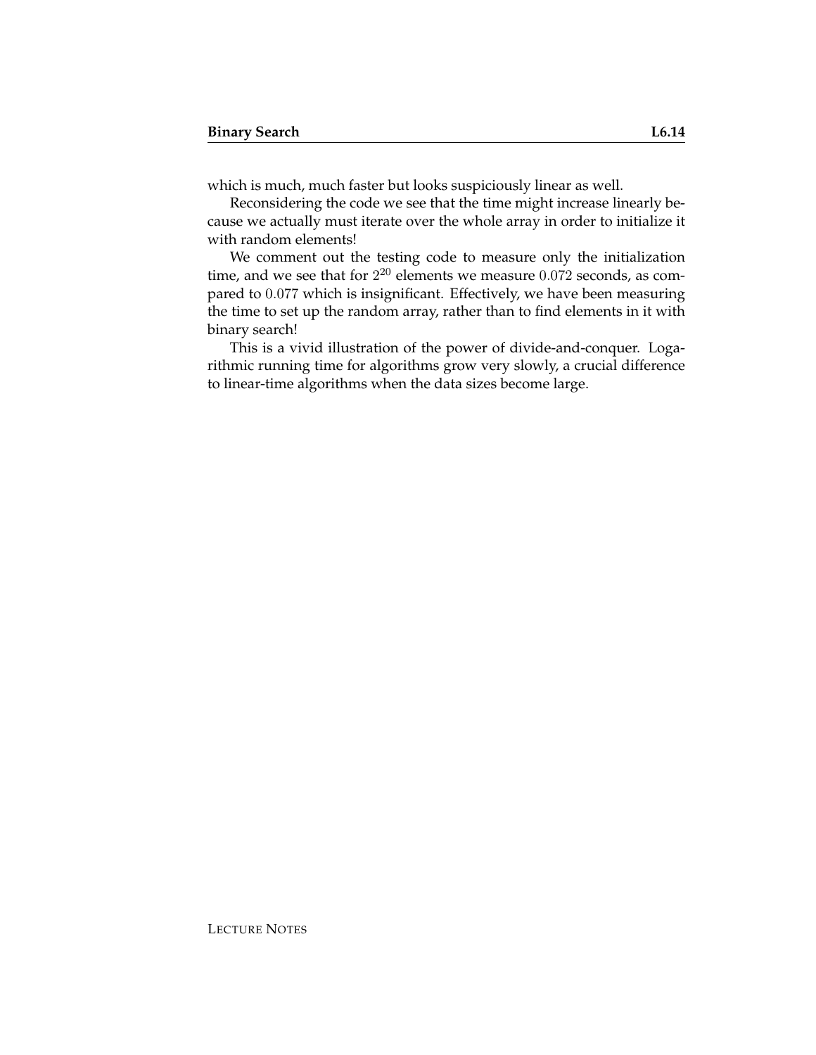which is much, much faster but looks suspiciously linear as well.

Reconsidering the code we see that the time might increase linearly because we actually must iterate over the whole array in order to initialize it with random elements!

We comment out the testing code to measure only the initialization time, and we see that for $2^{20}$ elements we measure $0.072$ seconds, as compared to $0.077$ which is insignificant. Effectively, we have been measuring the time to set up the random array, rather than to find elements in it with binary search!

This is a vivid illustration of the power of divide-and-conquer. Logarithmic running time for algorithms grow very slowly, a crucial difference to linear-time algorithms when the data sizes become large.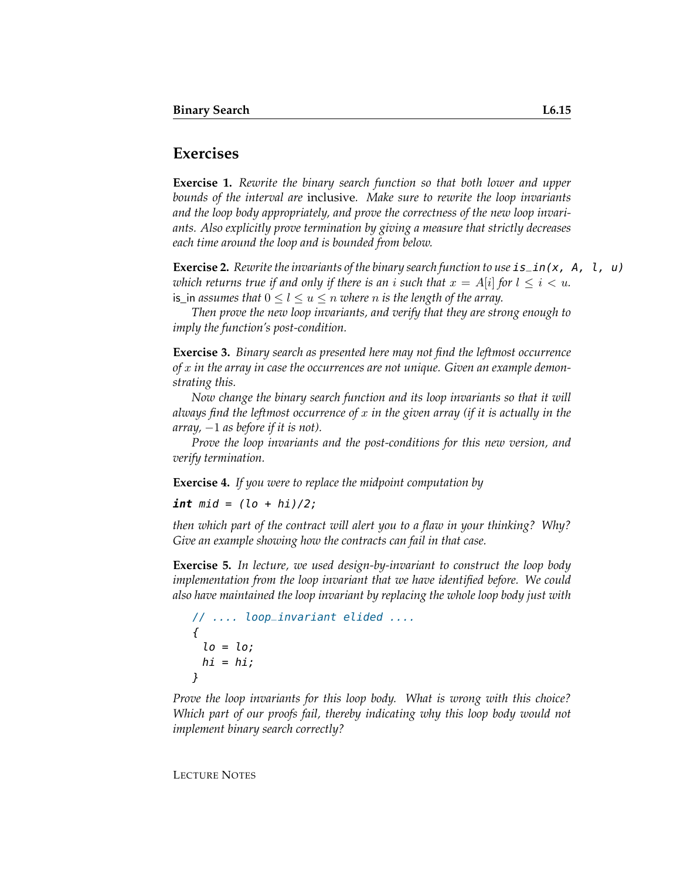## Exercises

**Exercise 1.** *Rewrite the binary search function so that both lower and upper bounds of the interval are* inclusive*. Make sure to rewrite the loop invariants and the loop body appropriately, and prove the correctness of the new loop invariants. Also explicitly prove termination by giving a measure that strictly decreases each time around the loop and is bounded from below.*

**Exercise 2.** *Rewrite the invariants of the binary search function to use* `is_in(x, A, l, u)` *which returns true if and only if there is an $i$ such that $x = A[i]$ for $l \leq i < u$.* is_in *assumes that $0 \leq l \leq u \leq n$ where $n$ is the length of the array.*

*Then prove the new loop invariants, and verify that they are strong enough to imply the function's post-condition.*

**Exercise 3.** *Binary search as presented here may not find the leftmost occurrence of $x$ in the array in case the occurrences are not unique. Given an example demonstrating this.*

*Now change the binary search function and its loop invariants so that it will always find the leftmost occurrence of $x$ in the given array (if it is actually in the array, $-1$ as before if it is not).*

*Prove the loop invariants and the post-conditions for this new version, and verify termination.*

**Exercise 4.** *If you were to replace the midpoint computation by*

```
int mid = (lo + hi)/2;
```

*then which part of the contract will alert you to a flaw in your thinking? Why? Give an example showing how the contracts can fail in that case.*

**Exercise 5.** *In lecture, we used design-by-invariant to construct the loop body implementation from the loop invariant that we have identified before. We could also have maintained the loop invariant by replacing the whole loop body just with*

```
// .... loop_invariant elided ....
{
  lo = lo;
  hi = hi;
}
```

*Prove the loop invariants for this loop body. What is wrong with this choice? Which part of our proofs fail, thereby indicating why this loop body would not implement binary search correctly?*